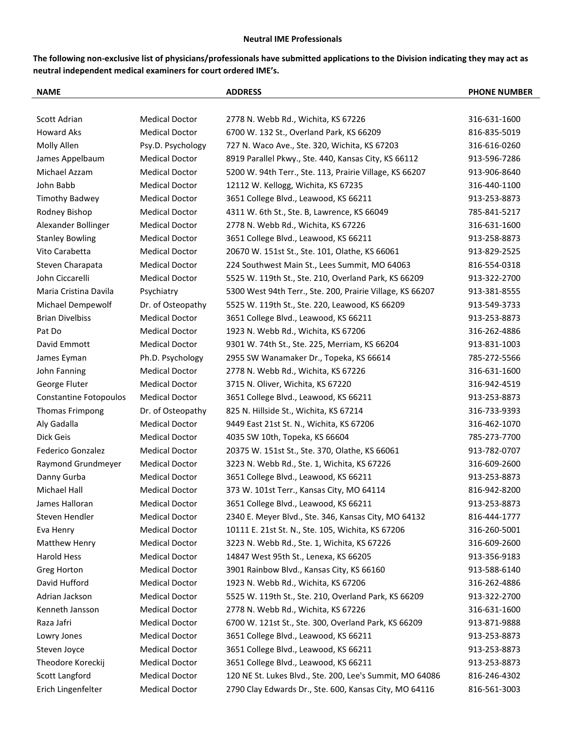**Neutral IME Professionals**

**The following non-exclusive list of physicians/professionals have submitted applications to the Division indicating they may act as neutral independent medical examiners for court ordered IME's.**

| NAME | | ADDRESS | PHONE NUMBER |
|---|---|---|---|
| Scott Adrian | Medical Doctor | 2778 N. Webb Rd., Wichita, KS 67226 | 316-631-1600 |
| Howard Aks | Medical Doctor | 6700 W. 132 St., Overland Park, KS 66209 | 816-835-5019 |
| Molly Allen | Psy.D. Psychology | 727 N. Waco Ave., Ste. 320, Wichita, KS 67203 | 316-616-0260 |
| James Appelbaum | Medical Doctor | 8919 Parallel Pkwy., Ste. 440, Kansas City, KS 66112 | 913-596-7286 |
| Michael Azzam | Medical Doctor | 5200 W. 94th Terr., Ste. 113, Prairie Village, KS 66207 | 913-906-8640 |
| John Babb | Medical Doctor | 12112 W. Kellogg, Wichita, KS 67235 | 316-440-1100 |
| Timothy Badwey | Medical Doctor | 3651 College Blvd., Leawood, KS 66211 | 913-253-8873 |
| Rodney Bishop | Medical Doctor | 4311 W. 6th St., Ste. B, Lawrence, KS 66049 | 785-841-5217 |
| Alexander Bollinger | Medical Doctor | 2778 N. Webb Rd., Wichita, KS 67226 | 316-631-1600 |
| Stanley Bowling | Medical Doctor | 3651 College Blvd., Leawood, KS 66211 | 913-258-8873 |
| Vito Carabetta | Medical Doctor | 20670 W. 151st St., Ste. 101, Olathe, KS 66061 | 913-829-2525 |
| Steven Charapata | Medical Doctor | 224 Southwest Main St., Lees Summit, MO 64063 | 816-554-0318 |
| John Ciccarelli | Medical Doctor | 5525 W. 119th St., Ste. 210, Overland Park, KS 66209 | 913-322-2700 |
| Maria Cristina Davila | Psychiatry | 5300 West 94th Terr., Ste. 200, Prairie Village, KS 66207 | 913-381-8555 |
| Michael Dempewolf | Dr. of Osteopathy | 5525 W. 119th St., Ste. 220, Leawood, KS 66209 | 913-549-3733 |
| Brian Divelbiss | Medical Doctor | 3651 College Blvd., Leawood, KS 66211 | 913-253-8873 |
| Pat Do | Medical Doctor | 1923 N. Webb Rd., Wichita, KS 67206 | 316-262-4886 |
| David Emmott | Medical Doctor | 9301 W. 74th St., Ste. 225, Merriam, KS 66204 | 913-831-1003 |
| James Eyman | Ph.D. Psychology | 2955 SW Wanamaker Dr., Topeka, KS 66614 | 785-272-5566 |
| John Fanning | Medical Doctor | 2778 N. Webb Rd., Wichita, KS 67226 | 316-631-1600 |
| George Fluter | Medical Doctor | 3715 N. Oliver, Wichita, KS 67220 | 316-942-4519 |
| Constantine Fotopoulos | Medical Doctor | 3651 College Blvd., Leawood, KS 66211 | 913-253-8873 |
| Thomas Frimpong | Dr. of Osteopathy | 825 N. Hillside St., Wichita, KS 67214 | 316-733-9393 |
| Aly Gadalla | Medical Doctor | 9449 East 21st St. N., Wichita, KS 67206 | 316-462-1070 |
| Dick Geis | Medical Doctor | 4035 SW 10th, Topeka, KS 66604 | 785-273-7700 |
| Federico Gonzalez | Medical Doctor | 20375 W. 151st St., Ste. 370, Olathe, KS 66061 | 913-782-0707 |
| Raymond Grundmeyer | Medical Doctor | 3223 N. Webb Rd., Ste. 1, Wichita, KS 67226 | 316-609-2600 |
| Danny Gurba | Medical Doctor | 3651 College Blvd., Leawood, KS 66211 | 913-253-8873 |
| Michael Hall | Medical Doctor | 373 W. 101st Terr., Kansas City, MO 64114 | 816-942-8200 |
| James Halloran | Medical Doctor | 3651 College Blvd., Leawood, KS 66211 | 913-253-8873 |
| Steven Hendler | Medical Doctor | 2340 E. Meyer Blvd., Ste. 346, Kansas City, MO 64132 | 816-444-1777 |
| Eva Henry | Medical Doctor | 10111 E. 21st St. N., Ste. 105, Wichita, KS 67206 | 316-260-5001 |
| Matthew Henry | Medical Doctor | 3223 N. Webb Rd., Ste. 1, Wichita, KS 67226 | 316-609-2600 |
| Harold Hess | Medical Doctor | 14847 West 95th St., Lenexa, KS 66205 | 913-356-9183 |
| Greg Horton | Medical Doctor | 3901 Rainbow Blvd., Kansas City, KS 66160 | 913-588-6140 |
| David Hufford | Medical Doctor | 1923 N. Webb Rd., Wichita, KS 67206 | 316-262-4886 |
| Adrian Jackson | Medical Doctor | 5525 W. 119th St., Ste. 210, Overland Park, KS 66209 | 913-322-2700 |
| Kenneth Jansson | Medical Doctor | 2778 N. Webb Rd., Wichita, KS 67226 | 316-631-1600 |
| Raza Jafri | Medical Doctor | 6700 W. 121st St., Ste. 300, Overland Park, KS 66209 | 913-871-9888 |
| Lowry Jones | Medical Doctor | 3651 College Blvd., Leawood, KS 66211 | 913-253-8873 |
| Steven Joyce | Medical Doctor | 3651 College Blvd., Leawood, KS 66211 | 913-253-8873 |
| Theodore Koreckij | Medical Doctor | 3651 College Blvd., Leawood, KS 66211 | 913-253-8873 |
| Scott Langford | Medical Doctor | 120 NE St. Lukes Blvd., Ste. 200, Lee's Summit, MO 64086 | 816-246-4302 |
| Erich Lingenfelter | Medical Doctor | 2790 Clay Edwards Dr., Ste. 600, Kansas City, MO 64116 | 816-561-3003 |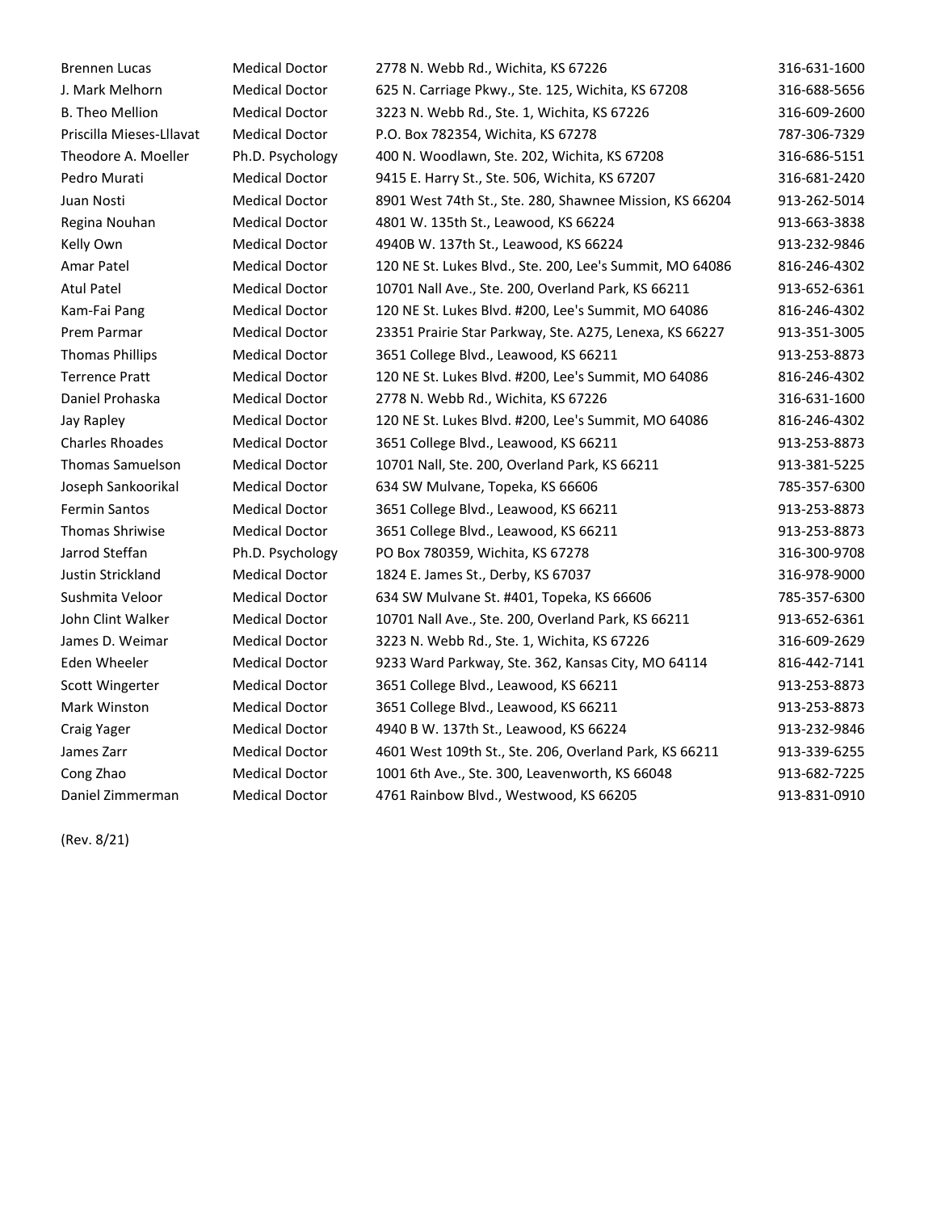| | | | |
|---|---|---|---|
| Brennen Lucas | Medical Doctor | 2778 N. Webb Rd., Wichita, KS 67226 | 316-631-1600 |
| J. Mark Melhorn | Medical Doctor | 625 N. Carriage Pkwy., Ste. 125, Wichita, KS 67208 | 316-688-5656 |
| B. Theo Mellion | Medical Doctor | 3223 N. Webb Rd., Ste. 1, Wichita, KS 67226 | 316-609-2600 |
| Priscilla Mieses-Lllavat | Medical Doctor | P.O. Box 782354, Wichita, KS 67278 | 787-306-7329 |
| Theodore A. Moeller | Ph.D. Psychology | 400 N. Woodlawn, Ste. 202, Wichita, KS 67208 | 316-686-5151 |
| Pedro Murati | Medical Doctor | 9415 E. Harry St., Ste. 506, Wichita, KS 67207 | 316-681-2420 |
| Juan Nosti | Medical Doctor | 8901 West 74th St., Ste. 280, Shawnee Mission, KS 66204 | 913-262-5014 |
| Regina Nouhan | Medical Doctor | 4801 W. 135th St., Leawood, KS 66224 | 913-663-3838 |
| Kelly Own | Medical Doctor | 4940B W. 137th St., Leawood, KS 66224 | 913-232-9846 |
| Amar Patel | Medical Doctor | 120 NE St. Lukes Blvd., Ste. 200, Lee's Summit, MO 64086 | 816-246-4302 |
| Atul Patel | Medical Doctor | 10701 Nall Ave., Ste. 200, Overland Park, KS 66211 | 913-652-6361 |
| Kam-Fai Pang | Medical Doctor | 120 NE St. Lukes Blvd. #200, Lee's Summit, MO 64086 | 816-246-4302 |
| Prem Parmar | Medical Doctor | 23351 Prairie Star Parkway, Ste. A275, Lenexa, KS 66227 | 913-351-3005 |
| Thomas Phillips | Medical Doctor | 3651 College Blvd., Leawood, KS 66211 | 913-253-8873 |
| Terrence Pratt | Medical Doctor | 120 NE St. Lukes Blvd. #200, Lee's Summit, MO 64086 | 816-246-4302 |
| Daniel Prohaska | Medical Doctor | 2778 N. Webb Rd., Wichita, KS 67226 | 316-631-1600 |
| Jay Rapley | Medical Doctor | 120 NE St. Lukes Blvd. #200, Lee's Summit, MO 64086 | 816-246-4302 |
| Charles Rhoades | Medical Doctor | 3651 College Blvd., Leawood, KS 66211 | 913-253-8873 |
| Thomas Samuelson | Medical Doctor | 10701 Nall, Ste. 200, Overland Park, KS 66211 | 913-381-5225 |
| Joseph Sankoorikal | Medical Doctor | 634 SW Mulvane, Topeka, KS 66606 | 785-357-6300 |
| Fermin Santos | Medical Doctor | 3651 College Blvd., Leawood, KS 66211 | 913-253-8873 |
| Thomas Shriwise | Medical Doctor | 3651 College Blvd., Leawood, KS 66211 | 913-253-8873 |
| Jarrod Steffan | Ph.D. Psychology | PO Box 780359, Wichita, KS 67278 | 316-300-9708 |
| Justin Strickland | Medical Doctor | 1824 E. James St., Derby, KS 67037 | 316-978-9000 |
| Sushmita Veloor | Medical Doctor | 634 SW Mulvane St. #401, Topeka, KS 66606 | 785-357-6300 |
| John Clint Walker | Medical Doctor | 10701 Nall Ave., Ste. 200, Overland Park, KS 66211 | 913-652-6361 |
| James D. Weimar | Medical Doctor | 3223 N. Webb Rd., Ste. 1, Wichita, KS 67226 | 316-609-2629 |
| Eden Wheeler | Medical Doctor | 9233 Ward Parkway, Ste. 362, Kansas City, MO 64114 | 816-442-7141 |
| Scott Wingerter | Medical Doctor | 3651 College Blvd., Leawood, KS 66211 | 913-253-8873 |
| Mark Winston | Medical Doctor | 3651 College Blvd., Leawood, KS 66211 | 913-253-8873 |
| Craig Yager | Medical Doctor | 4940 B W. 137th St., Leawood, KS 66224 | 913-232-9846 |
| James Zarr | Medical Doctor | 4601 West 109th St., Ste. 206, Overland Park, KS 66211 | 913-339-6255 |
| Cong Zhao | Medical Doctor | 1001 6th Ave., Ste. 300, Leavenworth, KS 66048 | 913-682-7225 |
| Daniel Zimmerman | Medical Doctor | 4761 Rainbow Blvd., Westwood, KS 66205 | 913-831-0910 |

(Rev. 8/21)